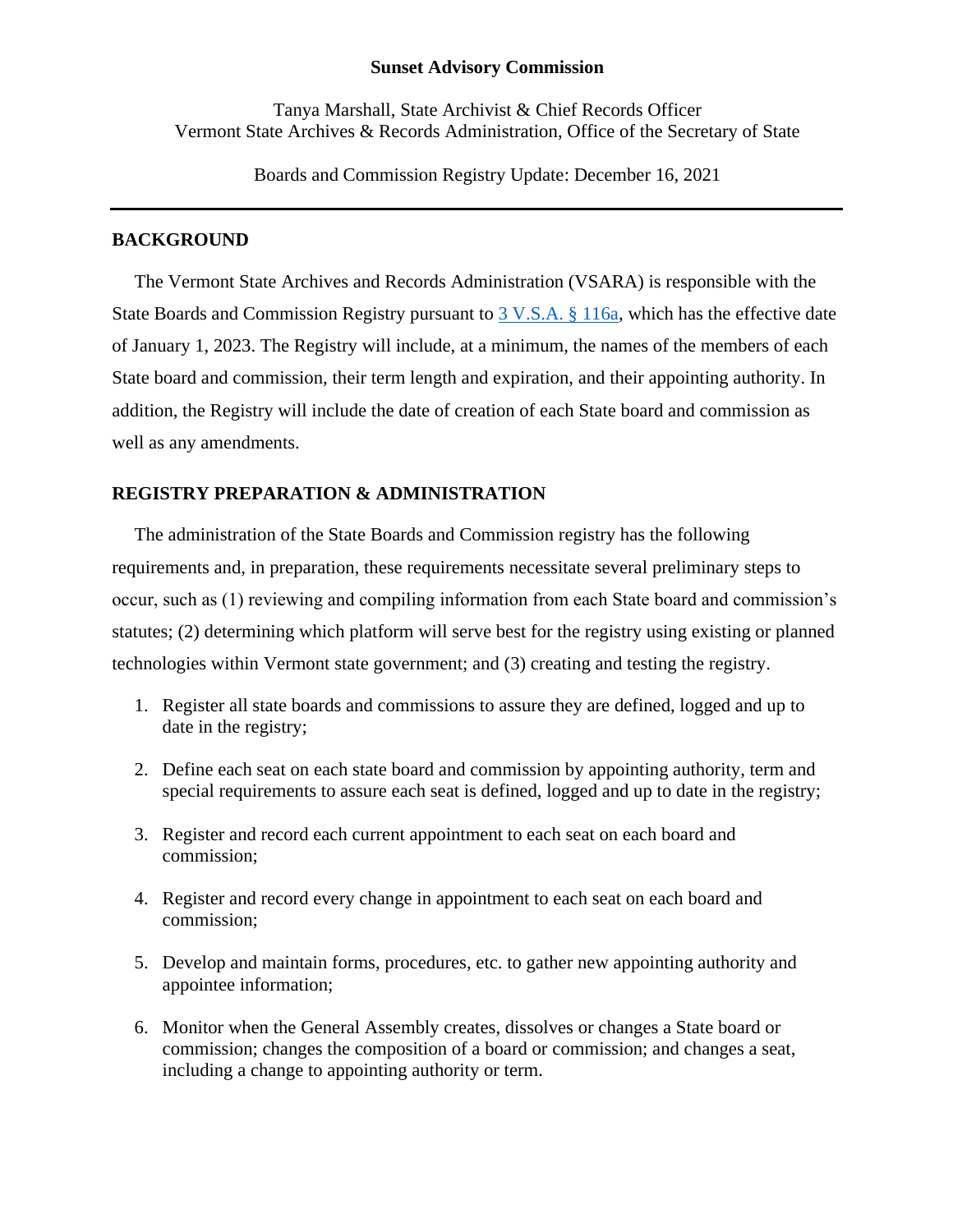**Sunset Advisory Commission**

Tanya Marshall, State Archivist & Chief Records Officer
Vermont State Archives & Records Administration, Office of the Secretary of State

Boards and Commission Registry Update: December 16, 2021

---

## BACKGROUND

The Vermont State Archives and Records Administration (VSARA) is responsible with the State Boards and Commission Registry pursuant to [3 V.S.A. § 116a](), which has the effective date of January 1, 2023. The Registry will include, at a minimum, the names of the members of each State board and commission, their term length and expiration, and their appointing authority. In addition, the Registry will include the date of creation of each State board and commission as well as any amendments.

## REGISTRY PREPARATION & ADMINISTRATION

The administration of the State Boards and Commission registry has the following requirements and, in preparation, these requirements necessitate several preliminary steps to occur, such as (1) reviewing and compiling information from each State board and commission's statutes; (2) determining which platform will serve best for the registry using existing or planned technologies within Vermont state government; and (3) creating and testing the registry.

1. Register all state boards and commissions to assure they are defined, logged and up to date in the registry;

2. Define each seat on each state board and commission by appointing authority, term and special requirements to assure each seat is defined, logged and up to date in the registry;

3. Register and record each current appointment to each seat on each board and commission;

4. Register and record every change in appointment to each seat on each board and commission;

5. Develop and maintain forms, procedures, etc. to gather new appointing authority and appointee information;

6. Monitor when the General Assembly creates, dissolves or changes a State board or commission; changes the composition of a board or commission; and changes a seat, including a change to appointing authority or term.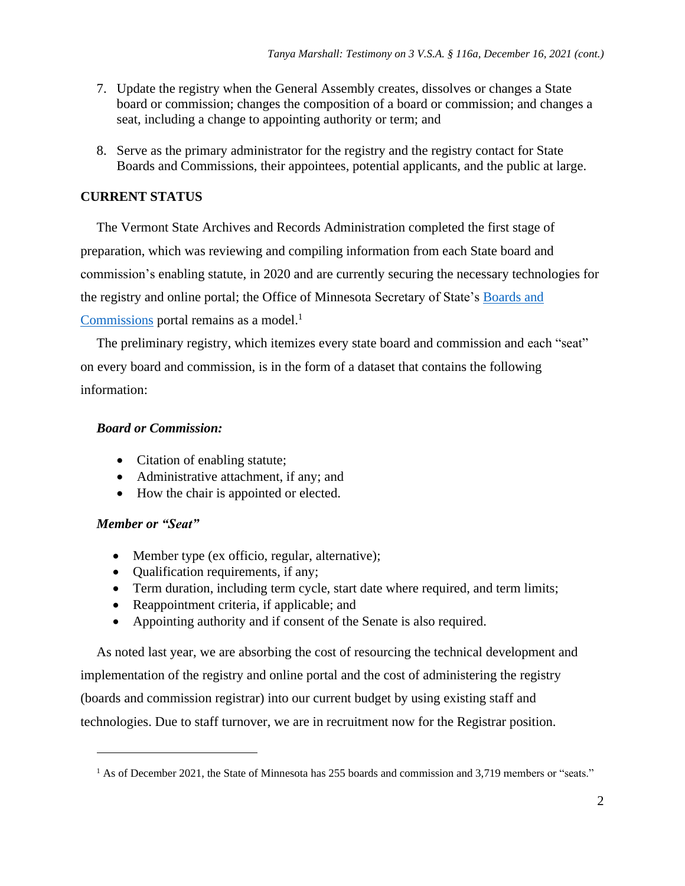7. Update the registry when the General Assembly creates, dissolves or changes a State board or commission; changes the composition of a board or commission; and changes a seat, including a change to appointing authority or term; and

8. Serve as the primary administrator for the registry and the registry contact for State Boards and Commissions, their appointees, potential applicants, and the public at large.

**CURRENT STATUS**

The Vermont State Archives and Records Administration completed the first stage of preparation, which was reviewing and compiling information from each State board and commission's enabling statute, in 2020 and are currently securing the necessary technologies for the registry and online portal; the Office of Minnesota Secretary of State's Boards and Commissions portal remains as a model.[1]

The preliminary registry, which itemizes every state board and commission and each "seat" on every board and commission, is in the form of a dataset that contains the following information:

***Board or Commission:***

- Citation of enabling statute;
- Administrative attachment, if any; and
- How the chair is appointed or elected.

***Member or "Seat"***

- Member type (ex officio, regular, alternative);
- Qualification requirements, if any;
- Term duration, including term cycle, start date where required, and term limits;
- Reappointment criteria, if applicable; and
- Appointing authority and if consent of the Senate is also required.

As noted last year, we are absorbing the cost of resourcing the technical development and implementation of the registry and online portal and the cost of administering the registry (boards and commission registrar) into our current budget by using existing staff and technologies. Due to staff turnover, we are in recruitment now for the Registrar position.

---

[1] As of December 2021, the State of Minnesota has 255 boards and commission and 3,719 members or "seats."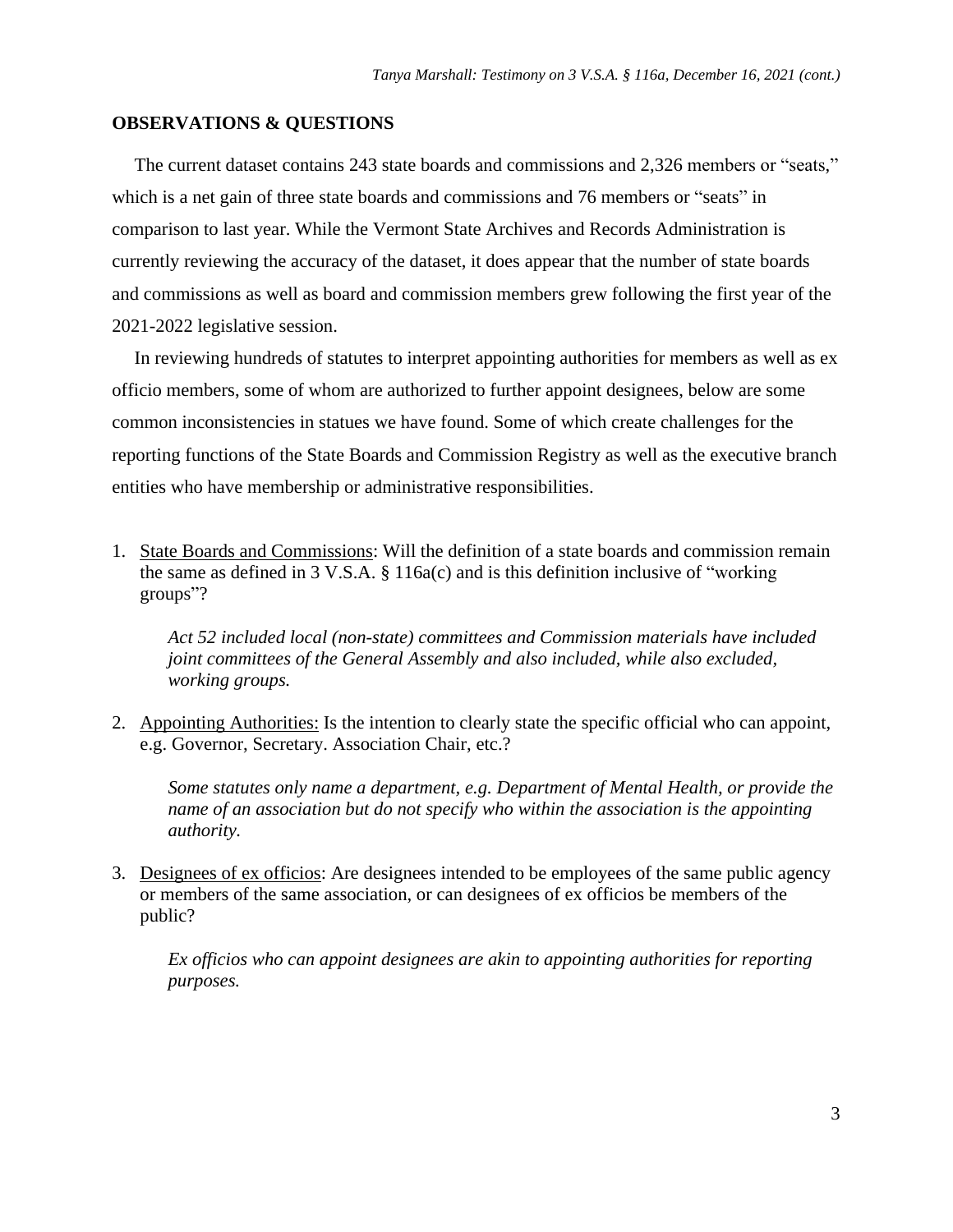**OBSERVATIONS & QUESTIONS**

The current dataset contains 243 state boards and commissions and 2,326 members or "seats," which is a net gain of three state boards and commissions and 76 members or "seats" in comparison to last year. While the Vermont State Archives and Records Administration is currently reviewing the accuracy of the dataset, it does appear that the number of state boards and commissions as well as board and commission members grew following the first year of the 2021-2022 legislative session.

In reviewing hundreds of statutes to interpret appointing authorities for members as well as ex officio members, some of whom are authorized to further appoint designees, below are some common inconsistencies in statues we have found. Some of which create challenges for the reporting functions of the State Boards and Commission Registry as well as the executive branch entities who have membership or administrative responsibilities.

1. State Boards and Commissions: Will the definition of a state boards and commission remain the same as defined in 3 V.S.A. § 116a(c) and is this definition inclusive of "working groups"?

   *Act 52 included local (non-state) committees and Commission materials have included joint committees of the General Assembly and also included, while also excluded, working groups.*

2. Appointing Authorities: Is the intention to clearly state the specific official who can appoint, e.g. Governor, Secretary. Association Chair, etc.?

   *Some statutes only name a department, e.g. Department of Mental Health, or provide the name of an association but do not specify who within the association is the appointing authority.*

3. Designees of ex officios: Are designees intended to be employees of the same public agency or members of the same association, or can designees of ex officios be members of the public?

   *Ex officios who can appoint designees are akin to appointing authorities for reporting purposes.*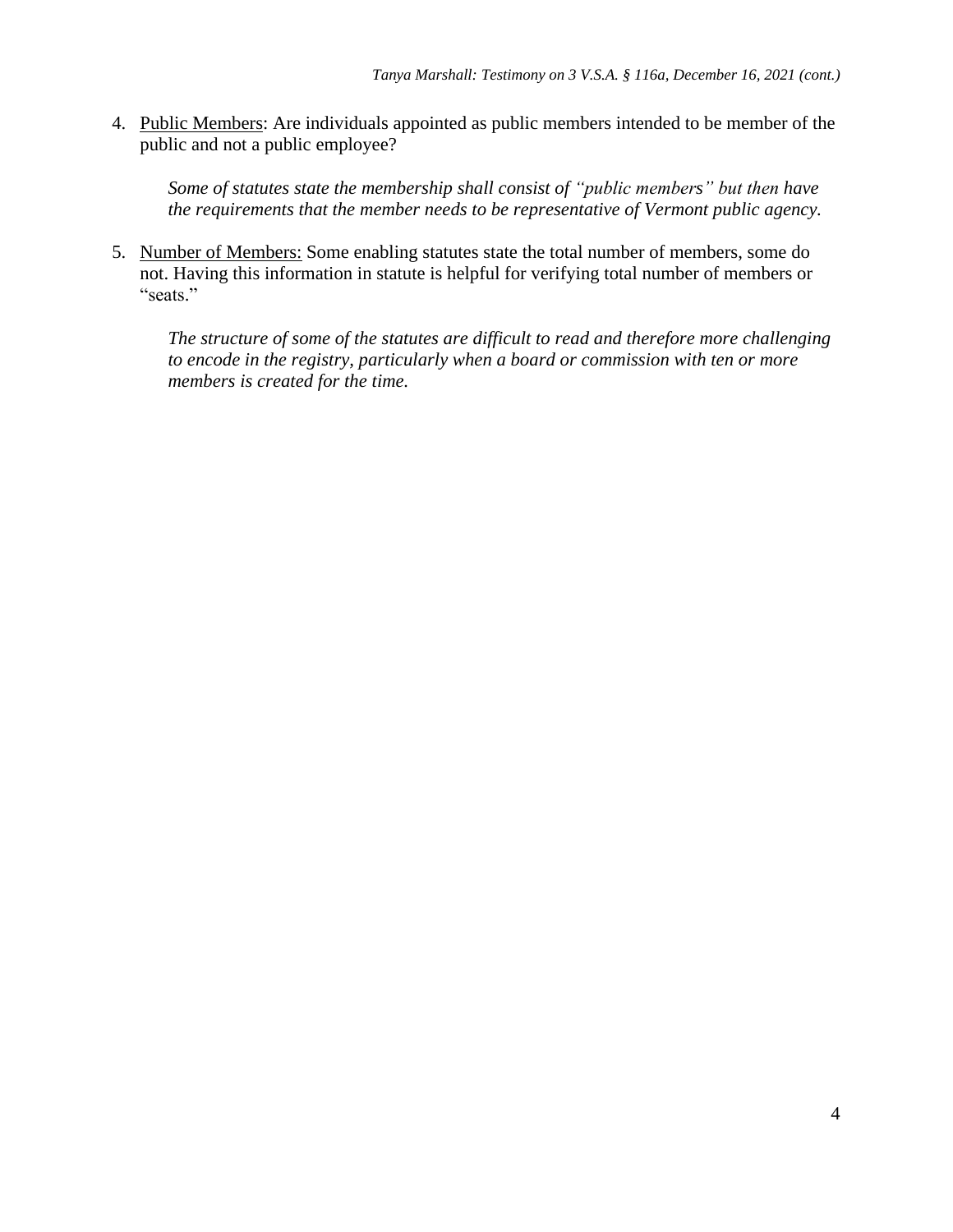4. <u>Public Members</u>: Are individuals appointed as public members intended to be member of the public and not a public employee?

   *Some of statutes state the membership shall consist of "public members" but then have the requirements that the member needs to be representative of Vermont public agency.*

5. <u>Number of Members:</u> Some enabling statutes state the total number of members, some do not. Having this information in statute is helpful for verifying total number of members or "seats."

   *The structure of some of the statutes are difficult to read and therefore more challenging to encode in the registry, particularly when a board or commission with ten or more members is created for the time.*